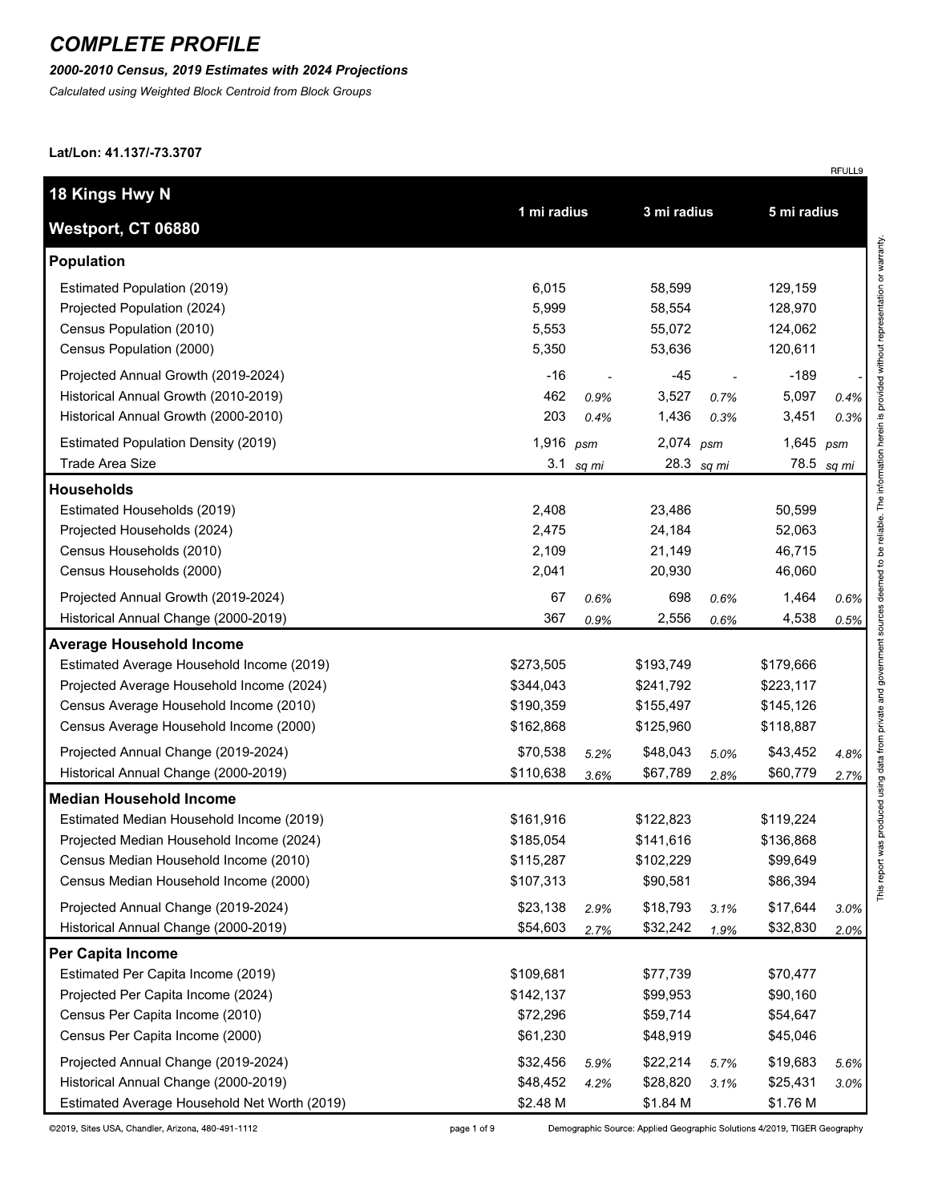# COMPLETE PROFILE

***2000-2010 Census, 2019 Estimates with 2024 Projections***

*Calculated using Weighted Block Centroid from Block Groups*

**Lat/Lon: 41.137/-73.3707**

RFULL9

| **18 Kings Hwy N Westport, CT 06880** | **1 mi radius** | | **3 mi radius** | | **5 mi radius** | |
|---|---|---|---|---|---|---|
| **Population** | | | | | | |
| Estimated Population (2019) | 6,015 | | 58,599 | | 129,159 | |
| Projected Population (2024) | 5,999 | | 58,554 | | 128,970 | |
| Census Population (2010) | 5,553 | | 55,072 | | 124,062 | |
| Census Population (2000) | 5,350 | | 53,636 | | 120,611 | |
| Projected Annual Growth (2019-2024) | -16 | - | -45 | - | -189 | - |
| Historical Annual Growth (2010-2019) | 462 | *0.9%* | 3,527 | *0.7%* | 5,097 | *0.4%* |
| Historical Annual Growth (2000-2010) | 203 | *0.4%* | 1,436 | *0.3%* | 3,451 | *0.3%* |
| Estimated Population Density (2019) | 1,916 | *psm* | 2,074 | *psm* | 1,645 | *psm* |
| Trade Area Size | 3.1 | *sq mi* | 28.3 | *sq mi* | 78.5 | *sq mi* |
| **Households** | | | | | | |
| Estimated Households (2019) | 2,408 | | 23,486 | | 50,599 | |
| Projected Households (2024) | 2,475 | | 24,184 | | 52,063 | |
| Census Households (2010) | 2,109 | | 21,149 | | 46,715 | |
| Census Households (2000) | 2,041 | | 20,930 | | 46,060 | |
| Projected Annual Growth (2019-2024) | 67 | *0.6%* | 698 | *0.6%* | 1,464 | *0.6%* |
| Historical Annual Change (2000-2019) | 367 | *0.9%* | 2,556 | *0.6%* | 4,538 | *0.5%* |
| **Average Household Income** | | | | | | |
| Estimated Average Household Income (2019) | $273,505 | | $193,749 | | $179,666 | |
| Projected Average Household Income (2024) | $344,043 | | $241,792 | | $223,117 | |
| Census Average Household Income (2010) | $190,359 | | $155,497 | | $145,126 | |
| Census Average Household Income (2000) | $162,868 | | $125,960 | | $118,887 | |
| Projected Annual Change (2019-2024) | $70,538 | *5.2%* | $48,043 | *5.0%* | $43,452 | *4.8%* |
| Historical Annual Change (2000-2019) | $110,638 | *3.6%* | $67,789 | *2.8%* | $60,779 | *2.7%* |
| **Median Household Income** | | | | | | |
| Estimated Median Household Income (2019) | $161,916 | | $122,823 | | $119,224 | |
| Projected Median Household Income (2024) | $185,054 | | $141,616 | | $136,868 | |
| Census Median Household Income (2010) | $115,287 | | $102,229 | | $99,649 | |
| Census Median Household Income (2000) | $107,313 | | $90,581 | | $86,394 | |
| Projected Annual Change (2019-2024) | $23,138 | *2.9%* | $18,793 | *3.1%* | $17,644 | *3.0%* |
| Historical Annual Change (2000-2019) | $54,603 | *2.7%* | $32,242 | *1.9%* | $32,830 | *2.0%* |
| **Per Capita Income** | | | | | | |
| Estimated Per Capita Income (2019) | $109,681 | | $77,739 | | $70,477 | |
| Projected Per Capita Income (2024) | $142,137 | | $99,953 | | $90,160 | |
| Census Per Capita Income (2010) | $72,296 | | $59,714 | | $54,647 | |
| Census Per Capita Income (2000) | $61,230 | | $48,919 | | $45,046 | |
| Projected Annual Change (2019-2024) | $32,456 | *5.9%* | $22,214 | *5.7%* | $19,683 | *5.6%* |
| Historical Annual Change (2000-2019) | $48,452 | *4.2%* | $28,820 | *3.1%* | $25,431 | *3.0%* |
| Estimated Average Household Net Worth (2019) | $2.48 M | | $1.84 M | | $1.76 M | |

This report was produced using data from private and government sources deemed to be reliable. The information herein is provided without representation or warranty.

©2019, Sites USA, Chandler, Arizona, 480-491-1112

Demographic Source: Applied Geographic Solutions 4/2019, TIGER Geography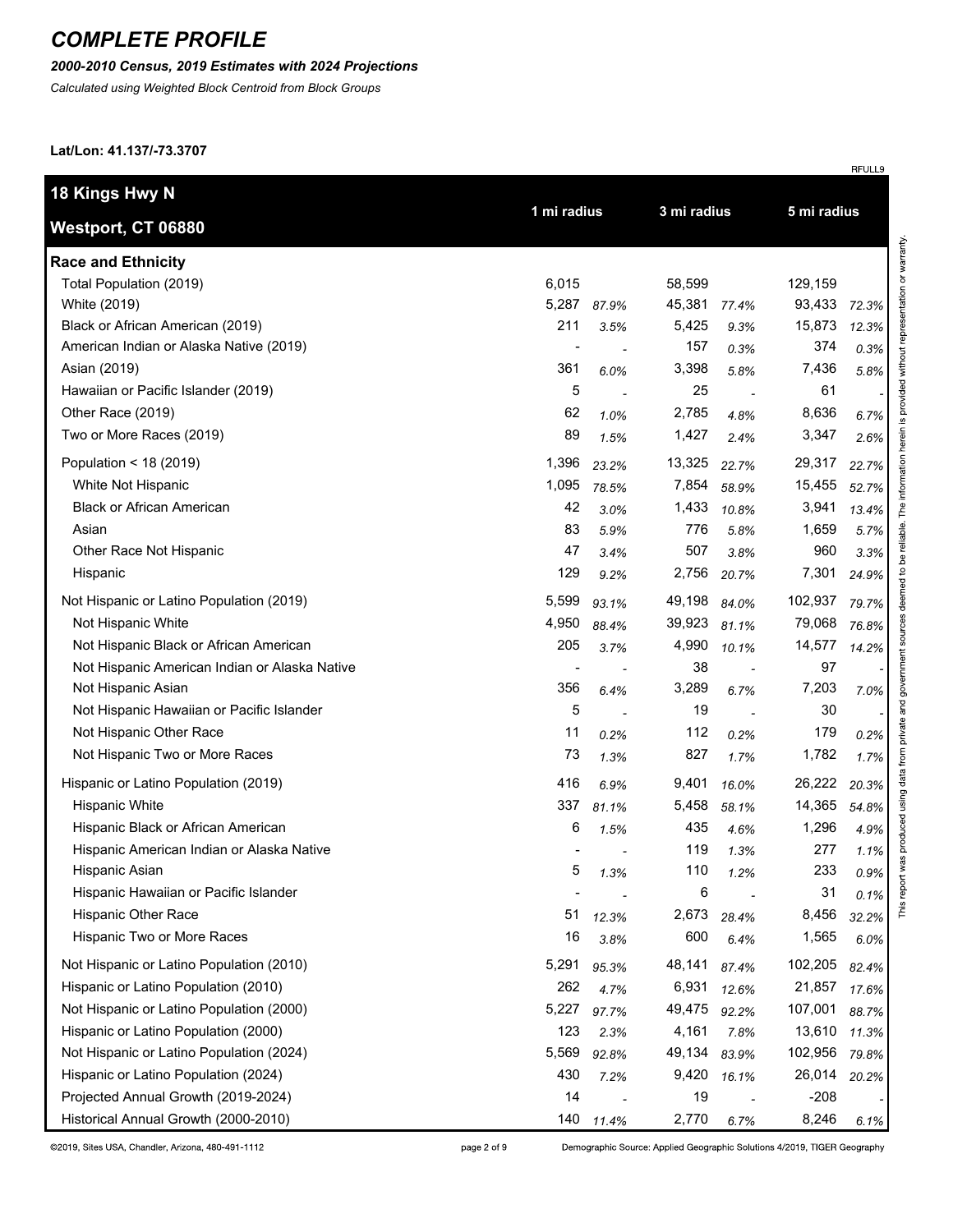# COMPLETE PROFILE

***2000-2010 Census, 2019 Estimates with 2024 Projections***

*Calculated using Weighted Block Centroid from Block Groups*

**Lat/Lon: 41.137/-73.3707**

RFULL9

| **18 Kings Hwy N**<br>**Westport, CT 06880** | 1 mi radius | | 3 mi radius | | 5 mi radius | |
|---|---|---|---|---|---|---|
| **Race and Ethnicity** | | | | | | |
| Total Population (2019) | 6,015 | | 58,599 | | 129,159 | |
| White (2019) | 5,287 | *87.9%* | 45,381 | *77.4%* | 93,433 | *72.3%* |
| Black or African American (2019) | 211 | *3.5%* | 5,425 | *9.3%* | 15,873 | *12.3%* |
| American Indian or Alaska Native (2019) | - | - | 157 | *0.3%* | 374 | *0.3%* |
| Asian (2019) | 361 | *6.0%* | 3,398 | *5.8%* | 7,436 | *5.8%* |
| Hawaiian or Pacific Islander (2019) | 5 | - | 25 | - | 61 | - |
| Other Race (2019) | 62 | *1.0%* | 2,785 | *4.8%* | 8,636 | *6.7%* |
| Two or More Races (2019) | 89 | *1.5%* | 1,427 | *2.4%* | 3,347 | *2.6%* |
| Population < 18 (2019) | 1,396 | *23.2%* | 13,325 | *22.7%* | 29,317 | *22.7%* |
| White Not Hispanic | 1,095 | *78.5%* | 7,854 | *58.9%* | 15,455 | *52.7%* |
| Black or African American | 42 | *3.0%* | 1,433 | *10.8%* | 3,941 | *13.4%* |
| Asian | 83 | *5.9%* | 776 | *5.8%* | 1,659 | *5.7%* |
| Other Race Not Hispanic | 47 | *3.4%* | 507 | *3.8%* | 960 | *3.3%* |
| Hispanic | 129 | *9.2%* | 2,756 | *20.7%* | 7,301 | *24.9%* |
| Not Hispanic or Latino Population (2019) | 5,599 | *93.1%* | 49,198 | *84.0%* | 102,937 | *79.7%* |
| Not Hispanic White | 4,950 | *88.4%* | 39,923 | *81.1%* | 79,068 | *76.8%* |
| Not Hispanic Black or African American | 205 | *3.7%* | 4,990 | *10.1%* | 14,577 | *14.2%* |
| Not Hispanic American Indian or Alaska Native | - | - | 38 | - | 97 | - |
| Not Hispanic Asian | 356 | *6.4%* | 3,289 | *6.7%* | 7,203 | *7.0%* |
| Not Hispanic Hawaiian or Pacific Islander | 5 | - | 19 | - | 30 | - |
| Not Hispanic Other Race | 11 | *0.2%* | 112 | *0.2%* | 179 | *0.2%* |
| Not Hispanic Two or More Races | 73 | *1.3%* | 827 | *1.7%* | 1,782 | *1.7%* |
| Hispanic or Latino Population (2019) | 416 | *6.9%* | 9,401 | *16.0%* | 26,222 | *20.3%* |
| Hispanic White | 337 | *81.1%* | 5,458 | *58.1%* | 14,365 | *54.8%* |
| Hispanic Black or African American | 6 | *1.5%* | 435 | *4.6%* | 1,296 | *4.9%* |
| Hispanic American Indian or Alaska Native | - | - | 119 | *1.3%* | 277 | *1.1%* |
| Hispanic Asian | 5 | *1.3%* | 110 | *1.2%* | 233 | *0.9%* |
| Hispanic Hawaiian or Pacific Islander | - | - | 6 | - | 31 | *0.1%* |
| Hispanic Other Race | 51 | *12.3%* | 2,673 | *28.4%* | 8,456 | *32.2%* |
| Hispanic Two or More Races | 16 | *3.8%* | 600 | *6.4%* | 1,565 | *6.0%* |
| Not Hispanic or Latino Population (2010) | 5,291 | *95.3%* | 48,141 | *87.4%* | 102,205 | *82.4%* |
| Hispanic or Latino Population (2010) | 262 | *4.7%* | 6,931 | *12.6%* | 21,857 | *17.6%* |
| Not Hispanic or Latino Population (2000) | 5,227 | *97.7%* | 49,475 | *92.2%* | 107,001 | *88.7%* |
| Hispanic or Latino Population (2000) | 123 | *2.3%* | 4,161 | *7.8%* | 13,610 | *11.3%* |
| Not Hispanic or Latino Population (2024) | 5,569 | *92.8%* | 49,134 | *83.9%* | 102,956 | *79.8%* |
| Hispanic or Latino Population (2024) | 430 | *7.2%* | 9,420 | *16.1%* | 26,014 | *20.2%* |
| Projected Annual Growth (2019-2024) | 14 | - | 19 | - | -208 | - |
| Historical Annual Growth (2000-2010) | 140 | *11.4%* | 2,770 | *6.7%* | 8,246 | *6.1%* |

This report was produced using data from private and government sources deemed to be reliable. The information herein is provided without representation or warranty.

©2019, Sites USA, Chandler, Arizona, 480-491-1112

Demographic Source: Applied Geographic Solutions 4/2019, TIGER Geography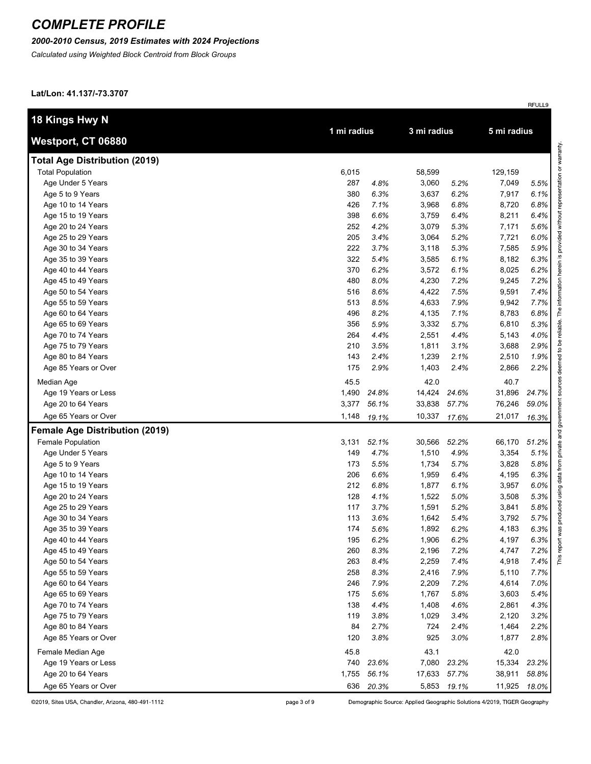# COMPLETE PROFILE

***2000-2010 Census, 2019 Estimates with 2024 Projections***

*Calculated using Weighted Block Centroid from Block Groups*

**Lat/Lon: 41.137/-73.3707**

RFULL9

| **18 Kings Hwy N Westport, CT 06880** | 1 mi radius | | 3 mi radius | | 5 mi radius | |
|---|---|---|---|---|---|---|
| **Total Age Distribution (2019)** | | | | | | |
| Total Population | 6,015 | | 58,599 | | 129,159 | |
| Age Under 5 Years | 287 | *4.8%* | 3,060 | *5.2%* | 7,049 | *5.5%* |
| Age 5 to 9 Years | 380 | *6.3%* | 3,637 | *6.2%* | 7,917 | *6.1%* |
| Age 10 to 14 Years | 426 | *7.1%* | 3,968 | *6.8%* | 8,720 | *6.8%* |
| Age 15 to 19 Years | 398 | *6.6%* | 3,759 | *6.4%* | 8,211 | *6.4%* |
| Age 20 to 24 Years | 252 | *4.2%* | 3,079 | *5.3%* | 7,171 | *5.6%* |
| Age 25 to 29 Years | 205 | *3.4%* | 3,064 | *5.2%* | 7,721 | *6.0%* |
| Age 30 to 34 Years | 222 | *3.7%* | 3,118 | *5.3%* | 7,585 | *5.9%* |
| Age 35 to 39 Years | 322 | *5.4%* | 3,585 | *6.1%* | 8,182 | *6.3%* |
| Age 40 to 44 Years | 370 | *6.2%* | 3,572 | *6.1%* | 8,025 | *6.2%* |
| Age 45 to 49 Years | 480 | *8.0%* | 4,230 | *7.2%* | 9,245 | *7.2%* |
| Age 50 to 54 Years | 516 | *8.6%* | 4,422 | *7.5%* | 9,591 | *7.4%* |
| Age 55 to 59 Years | 513 | *8.5%* | 4,633 | *7.9%* | 9,942 | *7.7%* |
| Age 60 to 64 Years | 496 | *8.2%* | 4,135 | *7.1%* | 8,783 | *6.8%* |
| Age 65 to 69 Years | 356 | *5.9%* | 3,332 | *5.7%* | 6,810 | *5.3%* |
| Age 70 to 74 Years | 264 | *4.4%* | 2,551 | *4.4%* | 5,143 | *4.0%* |
| Age 75 to 79 Years | 210 | *3.5%* | 1,811 | *3.1%* | 3,688 | *2.9%* |
| Age 80 to 84 Years | 143 | *2.4%* | 1,239 | *2.1%* | 2,510 | *1.9%* |
| Age 85 Years or Over | 175 | *2.9%* | 1,403 | *2.4%* | 2,866 | *2.2%* |
| Median Age | 45.5 | | 42.0 | | 40.7 | |
| Age 19 Years or Less | 1,490 | *24.8%* | 14,424 | *24.6%* | 31,896 | *24.7%* |
| Age 20 to 64 Years | 3,377 | *56.1%* | 33,838 | *57.7%* | 76,246 | *59.0%* |
| Age 65 Years or Over | 1,148 | *19.1%* | 10,337 | *17.6%* | 21,017 | *16.3%* |
| **Female Age Distribution (2019)** | | | | | | |
| Female Population | 3,131 | *52.1%* | 30,566 | *52.2%* | 66,170 | *51.2%* |
| Age Under 5 Years | 149 | *4.7%* | 1,510 | *4.9%* | 3,354 | *5.1%* |
| Age 5 to 9 Years | 173 | *5.5%* | 1,734 | *5.7%* | 3,828 | *5.8%* |
| Age 10 to 14 Years | 206 | *6.6%* | 1,959 | *6.4%* | 4,195 | *6.3%* |
| Age 15 to 19 Years | 212 | *6.8%* | 1,877 | *6.1%* | 3,957 | *6.0%* |
| Age 20 to 24 Years | 128 | *4.1%* | 1,522 | *5.0%* | 3,508 | *5.3%* |
| Age 25 to 29 Years | 117 | *3.7%* | 1,591 | *5.2%* | 3,841 | *5.8%* |
| Age 30 to 34 Years | 113 | *3.6%* | 1,642 | *5.4%* | 3,792 | *5.7%* |
| Age 35 to 39 Years | 174 | *5.6%* | 1,892 | *6.2%* | 4,183 | *6.3%* |
| Age 40 to 44 Years | 195 | *6.2%* | 1,906 | *6.2%* | 4,197 | *6.3%* |
| Age 45 to 49 Years | 260 | *8.3%* | 2,196 | *7.2%* | 4,747 | *7.2%* |
| Age 50 to 54 Years | 263 | *8.4%* | 2,259 | *7.4%* | 4,918 | *7.4%* |
| Age 55 to 59 Years | 258 | *8.3%* | 2,416 | *7.9%* | 5,110 | *7.7%* |
| Age 60 to 64 Years | 246 | *7.9%* | 2,209 | *7.2%* | 4,614 | *7.0%* |
| Age 65 to 69 Years | 175 | *5.6%* | 1,767 | *5.8%* | 3,603 | *5.4%* |
| Age 70 to 74 Years | 138 | *4.4%* | 1,408 | *4.6%* | 2,861 | *4.3%* |
| Age 75 to 79 Years | 119 | *3.8%* | 1,029 | *3.4%* | 2,120 | *3.2%* |
| Age 80 to 84 Years | 84 | *2.7%* | 724 | *2.4%* | 1,464 | *2.2%* |
| Age 85 Years or Over | 120 | *3.8%* | 925 | *3.0%* | 1,877 | *2.8%* |
| Female Median Age | 45.8 | | 43.1 | | 42.0 | |
| Age 19 Years or Less | 740 | *23.6%* | 7,080 | *23.2%* | 15,334 | *23.2%* |
| Age 20 to 64 Years | 1,755 | *56.1%* | 17,633 | *57.7%* | 38,911 | *58.8%* |
| Age 65 Years or Over | 636 | *20.3%* | 5,853 | *19.1%* | 11,925 | *18.0%* |

This report was produced using data from private and government sources deemed to be reliable. The information herein is provided without representation or warranty.

©2019, Sites USA, Chandler, Arizona, 480-491-1112

Demographic Source: Applied Geographic Solutions 4/2019, TIGER Geography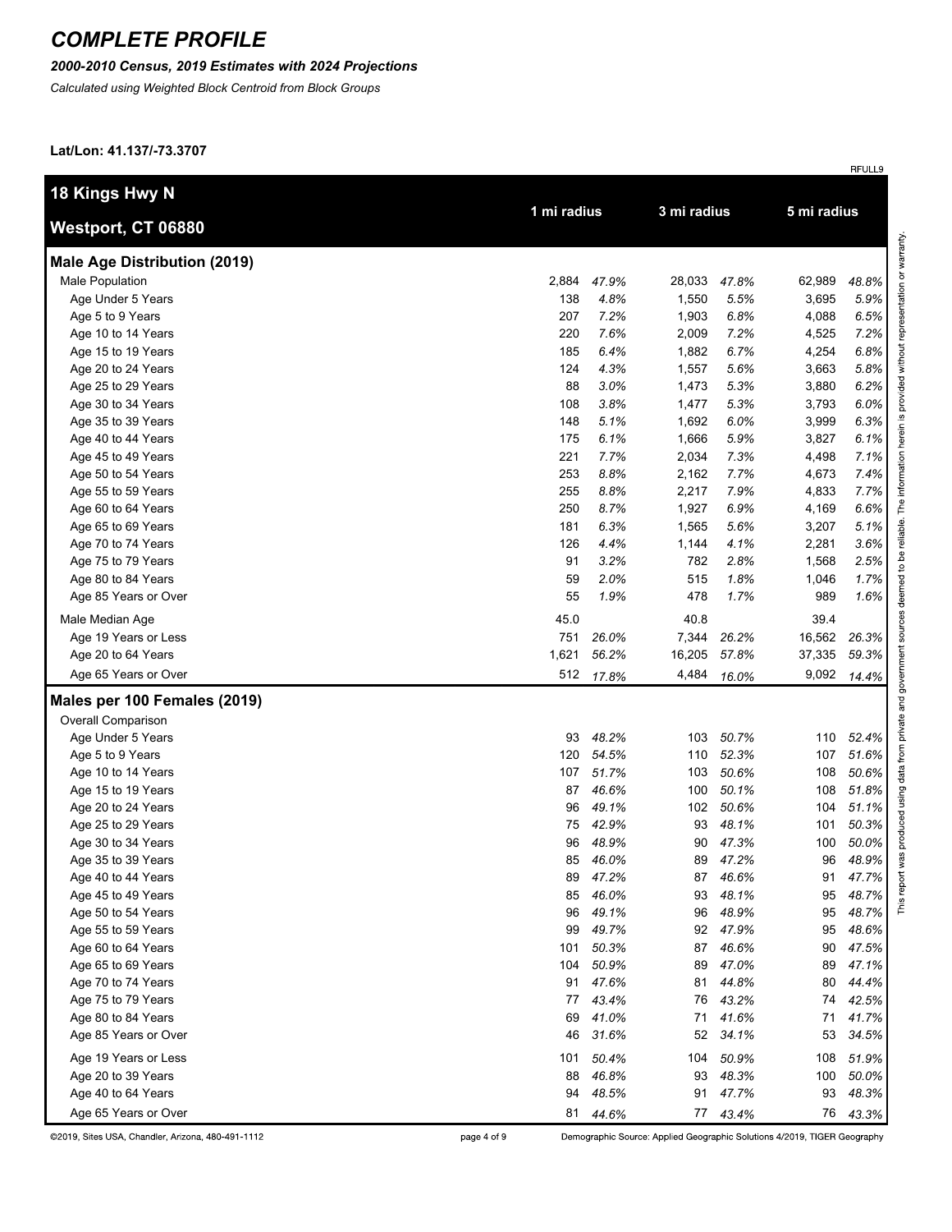# COMPLETE PROFILE

***2000-2010 Census, 2019 Estimates with 2024 Projections***

*Calculated using Weighted Block Centroid from Block Groups*

**Lat/Lon: 41.137/-73.3707**

RFULL9

| **18 Kings Hwy N**<br>**Westport, CT 06880** | **1 mi radius** | | **3 mi radius** | | **5 mi radius** | |
|---|---|---|---|---|---|---|
| **Male Age Distribution (2019)** | | | | | | |
| Male Population | 2,884 | *47.9%* | 28,033 | *47.8%* | 62,989 | *48.8%* |
| Age Under 5 Years | 138 | *4.8%* | 1,550 | *5.5%* | 3,695 | *5.9%* |
| Age 5 to 9 Years | 207 | *7.2%* | 1,903 | *6.8%* | 4,088 | *6.5%* |
| Age 10 to 14 Years | 220 | *7.6%* | 2,009 | *7.2%* | 4,525 | *7.2%* |
| Age 15 to 19 Years | 185 | *6.4%* | 1,882 | *6.7%* | 4,254 | *6.8%* |
| Age 20 to 24 Years | 124 | *4.3%* | 1,557 | *5.6%* | 3,663 | *5.8%* |
| Age 25 to 29 Years | 88 | *3.0%* | 1,473 | *5.3%* | 3,880 | *6.2%* |
| Age 30 to 34 Years | 108 | *3.8%* | 1,477 | *5.3%* | 3,793 | *6.0%* |
| Age 35 to 39 Years | 148 | *5.1%* | 1,692 | *6.0%* | 3,999 | *6.3%* |
| Age 40 to 44 Years | 175 | *6.1%* | 1,666 | *5.9%* | 3,827 | *6.1%* |
| Age 45 to 49 Years | 221 | *7.7%* | 2,034 | *7.3%* | 4,498 | *7.1%* |
| Age 50 to 54 Years | 253 | *8.8%* | 2,162 | *7.7%* | 4,673 | *7.4%* |
| Age 55 to 59 Years | 255 | *8.8%* | 2,217 | *7.9%* | 4,833 | *7.7%* |
| Age 60 to 64 Years | 250 | *8.7%* | 1,927 | *6.9%* | 4,169 | *6.6%* |
| Age 65 to 69 Years | 181 | *6.3%* | 1,565 | *5.6%* | 3,207 | *5.1%* |
| Age 70 to 74 Years | 126 | *4.4%* | 1,144 | *4.1%* | 2,281 | *3.6%* |
| Age 75 to 79 Years | 91 | *3.2%* | 782 | *2.8%* | 1,568 | *2.5%* |
| Age 80 to 84 Years | 59 | *2.0%* | 515 | *1.8%* | 1,046 | *1.7%* |
| Age 85 Years or Over | 55 | *1.9%* | 478 | *1.7%* | 989 | *1.6%* |
| Male Median Age | 45.0 | | 40.8 | | 39.4 | |
| Age 19 Years or Less | 751 | *26.0%* | 7,344 | *26.2%* | 16,562 | *26.3%* |
| Age 20 to 64 Years | 1,621 | *56.2%* | 16,205 | *57.8%* | 37,335 | *59.3%* |
| Age 65 Years or Over | 512 | *17.8%* | 4,484 | *16.0%* | 9,092 | *14.4%* |
| **Males per 100 Females (2019)** | | | | | | |
| Overall Comparison | | | | | | |
| Age Under 5 Years | 93 | *48.2%* | 103 | *50.7%* | 110 | *52.4%* |
| Age 5 to 9 Years | 120 | *54.5%* | 110 | *52.3%* | 107 | *51.6%* |
| Age 10 to 14 Years | 107 | *51.7%* | 103 | *50.6%* | 108 | *50.6%* |
| Age 15 to 19 Years | 87 | *46.6%* | 100 | *50.1%* | 108 | *51.8%* |
| Age 20 to 24 Years | 96 | *49.1%* | 102 | *50.6%* | 104 | *51.1%* |
| Age 25 to 29 Years | 75 | *42.9%* | 93 | *48.1%* | 101 | *50.3%* |
| Age 30 to 34 Years | 96 | *48.9%* | 90 | *47.3%* | 100 | *50.0%* |
| Age 35 to 39 Years | 85 | *46.0%* | 89 | *47.2%* | 96 | *48.9%* |
| Age 40 to 44 Years | 89 | *47.2%* | 87 | *46.6%* | 91 | *47.7%* |
| Age 45 to 49 Years | 85 | *46.0%* | 93 | *48.1%* | 95 | *48.7%* |
| Age 50 to 54 Years | 96 | *49.1%* | 96 | *48.9%* | 95 | *48.7%* |
| Age 55 to 59 Years | 99 | *49.7%* | 92 | *47.9%* | 95 | *48.6%* |
| Age 60 to 64 Years | 101 | *50.3%* | 87 | *46.6%* | 90 | *47.5%* |
| Age 65 to 69 Years | 104 | *50.9%* | 89 | *47.0%* | 89 | *47.1%* |
| Age 70 to 74 Years | 91 | *47.6%* | 81 | *44.8%* | 80 | *44.4%* |
| Age 75 to 79 Years | 77 | *43.4%* | 76 | *43.2%* | 74 | *42.5%* |
| Age 80 to 84 Years | 69 | *41.0%* | 71 | *41.6%* | 71 | *41.7%* |
| Age 85 Years or Over | 46 | *31.6%* | 52 | *34.1%* | 53 | *34.5%* |
| Age 19 Years or Less | 101 | *50.4%* | 104 | *50.9%* | 108 | *51.9%* |
| Age 20 to 39 Years | 88 | *46.8%* | 93 | *48.3%* | 100 | *50.0%* |
| Age 40 to 64 Years | 94 | *48.5%* | 91 | *47.7%* | 93 | *48.3%* |
| Age 65 Years or Over | 81 | *44.6%* | 77 | *43.4%* | 76 | *43.3%* |

This report was produced using data from private and government sources deemed to be reliable. The information herein is provided without representation or warranty.

©2019, Sites USA, Chandler, Arizona, 480-491-1112

Demographic Source: Applied Geographic Solutions 4/2019, TIGER Geography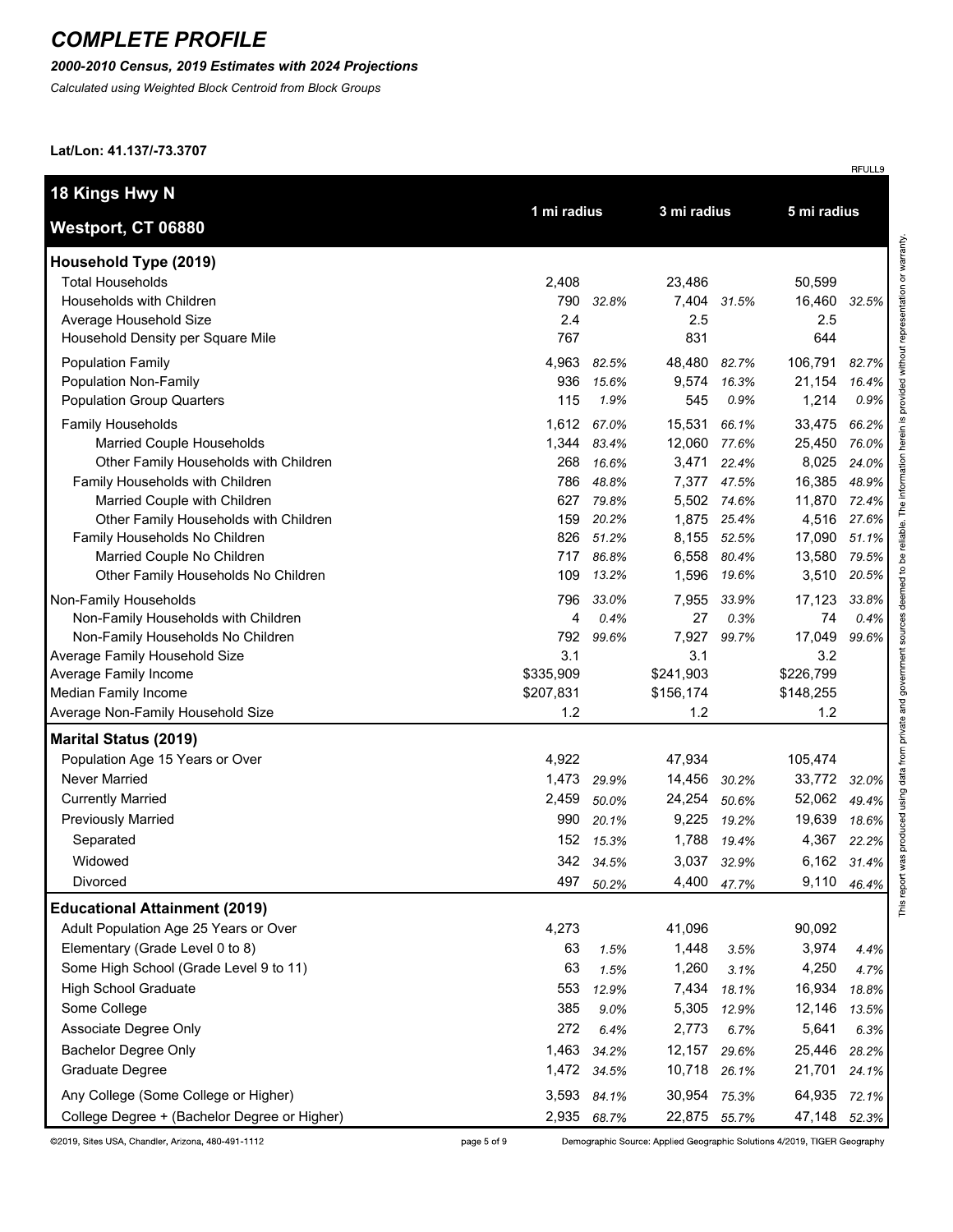# COMPLETE PROFILE

***2000-2010 Census, 2019 Estimates with 2024 Projections***

*Calculated using Weighted Block Centroid from Block Groups*

**Lat/Lon: 41.137/-73.3707**

RFULL9

| **18 Kings Hwy N**<br>**Westport, CT 06880** | 1 mi radius | | 3 mi radius | | 5 mi radius | |
|---|---|---|---|---|---|---|
| **Household Type (2019)** | | | | | | |
| Total Households | 2,408 | | 23,486 | | 50,599 | |
| Households with Children | 790 | *32.8%* | 7,404 | *31.5%* | 16,460 | *32.5%* |
| Average Household Size | 2.4 | | 2.5 | | 2.5 | |
| Household Density per Square Mile | 767 | | 831 | | 644 | |
| Population Family | 4,963 | *82.5%* | 48,480 | *82.7%* | 106,791 | *82.7%* |
| Population Non-Family | 936 | *15.6%* | 9,574 | *16.3%* | 21,154 | *16.4%* |
| Population Group Quarters | 115 | *1.9%* | 545 | *0.9%* | 1,214 | *0.9%* |
| Family Households | 1,612 | *67.0%* | 15,531 | *66.1%* | 33,475 | *66.2%* |
| Married Couple Households | 1,344 | *83.4%* | 12,060 | *77.6%* | 25,450 | *76.0%* |
| Other Family Households with Children | 268 | *16.6%* | 3,471 | *22.4%* | 8,025 | *24.0%* |
| Family Households with Children | 786 | *48.8%* | 7,377 | *47.5%* | 16,385 | *48.9%* |
| Married Couple with Children | 627 | *79.8%* | 5,502 | *74.6%* | 11,870 | *72.4%* |
| Other Family Households with Children | 159 | *20.2%* | 1,875 | *25.4%* | 4,516 | *27.6%* |
| Family Households No Children | 826 | *51.2%* | 8,155 | *52.5%* | 17,090 | *51.1%* |
| Married Couple No Children | 717 | *86.8%* | 6,558 | *80.4%* | 13,580 | *79.5%* |
| Other Family Households No Children | 109 | *13.2%* | 1,596 | *19.6%* | 3,510 | *20.5%* |
| Non-Family Households | 796 | *33.0%* | 7,955 | *33.9%* | 17,123 | *33.8%* |
| Non-Family Households with Children | 4 | *0.4%* | 27 | *0.3%* | 74 | *0.4%* |
| Non-Family Households No Children | 792 | *99.6%* | 7,927 | *99.7%* | 17,049 | *99.6%* |
| Average Family Household Size | 3.1 | | 3.1 | | 3.2 | |
| Average Family Income | $335,909 | | $241,903 | | $226,799 | |
| Median Family Income | $207,831 | | $156,174 | | $148,255 | |
| Average Non-Family Household Size | 1.2 | | 1.2 | | 1.2 | |
| **Marital Status (2019)** | | | | | | |
| Population Age 15 Years or Over | 4,922 | | 47,934 | | 105,474 | |
| Never Married | 1,473 | *29.9%* | 14,456 | *30.2%* | 33,772 | *32.0%* |
| Currently Married | 2,459 | *50.0%* | 24,254 | *50.6%* | 52,062 | *49.4%* |
| Previously Married | 990 | *20.1%* | 9,225 | *19.2%* | 19,639 | *18.6%* |
| Separated | 152 | *15.3%* | 1,788 | *19.4%* | 4,367 | *22.2%* |
| Widowed | 342 | *34.5%* | 3,037 | *32.9%* | 6,162 | *31.4%* |
| Divorced | 497 | *50.2%* | 4,400 | *47.7%* | 9,110 | *46.4%* |
| **Educational Attainment (2019)** | | | | | | |
| Adult Population Age 25 Years or Over | 4,273 | | 41,096 | | 90,092 | |
| Elementary (Grade Level 0 to 8) | 63 | *1.5%* | 1,448 | *3.5%* | 3,974 | *4.4%* |
| Some High School (Grade Level 9 to 11) | 63 | *1.5%* | 1,260 | *3.1%* | 4,250 | *4.7%* |
| High School Graduate | 553 | *12.9%* | 7,434 | *18.1%* | 16,934 | *18.8%* |
| Some College | 385 | *9.0%* | 5,305 | *12.9%* | 12,146 | *13.5%* |
| Associate Degree Only | 272 | *6.4%* | 2,773 | *6.7%* | 5,641 | *6.3%* |
| Bachelor Degree Only | 1,463 | *34.2%* | 12,157 | *29.6%* | 25,446 | *28.2%* |
| Graduate Degree | 1,472 | *34.5%* | 10,718 | *26.1%* | 21,701 | *24.1%* |
| Any College (Some College or Higher) | 3,593 | *84.1%* | 30,954 | *75.3%* | 64,935 | *72.1%* |
| College Degree + (Bachelor Degree or Higher) | 2,935 | *68.7%* | 22,875 | *55.7%* | 47,148 | *52.3%* |

This report was produced using data from private and government sources deemed to be reliable. The information herein is provided without representation or warranty.

©2019, Sites USA, Chandler, Arizona, 480-491-1112

Demographic Source: Applied Geographic Solutions 4/2019, TIGER Geography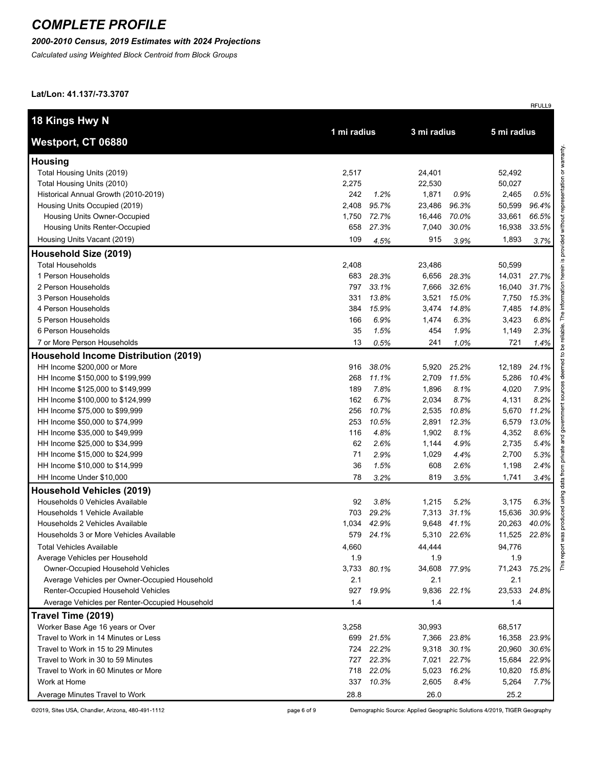# COMPLETE PROFILE

***2000-2010 Census, 2019 Estimates with 2024 Projections***

*Calculated using Weighted Block Centroid from Block Groups*

**Lat/Lon: 41.137/-73.3707**

RFULL9

| **18 Kings Hwy N** **Westport, CT 06880** | 1 mi radius | | 3 mi radius | | 5 mi radius | |
|---|---|---|---|---|---|---|
| **Housing** | | | | | | |
| Total Housing Units (2019) | 2,517 | | 24,401 | | 52,492 | |
| Total Housing Units (2010) | 2,275 | | 22,530 | | 50,027 | |
| Historical Annual Growth (2010-2019) | 242 | *1.2%* | 1,871 | *0.9%* | 2,465 | *0.5%* |
| Housing Units Occupied (2019) | 2,408 | *95.7%* | 23,486 | *96.3%* | 50,599 | *96.4%* |
| Housing Units Owner-Occupied | 1,750 | *72.7%* | 16,446 | *70.0%* | 33,661 | *66.5%* |
| Housing Units Renter-Occupied | 658 | *27.3%* | 7,040 | *30.0%* | 16,938 | *33.5%* |
| Housing Units Vacant (2019) | 109 | *4.5%* | 915 | *3.9%* | 1,893 | *3.7%* |
| **Household Size (2019)** | | | | | | |
| Total Households | 2,408 | | 23,486 | | 50,599 | |
| 1 Person Households | 683 | *28.3%* | 6,656 | *28.3%* | 14,031 | *27.7%* |
| 2 Person Households | 797 | *33.1%* | 7,666 | *32.6%* | 16,040 | *31.7%* |
| 3 Person Households | 331 | *13.8%* | 3,521 | *15.0%* | 7,750 | *15.3%* |
| 4 Person Households | 384 | *15.9%* | 3,474 | *14.8%* | 7,485 | *14.8%* |
| 5 Person Households | 166 | *6.9%* | 1,474 | *6.3%* | 3,423 | *6.8%* |
| 6 Person Households | 35 | *1.5%* | 454 | *1.9%* | 1,149 | *2.3%* |
| 7 or More Person Households | 13 | *0.5%* | 241 | *1.0%* | 721 | *1.4%* |
| **Household Income Distribution (2019)** | | | | | | |
| HH Income $200,000 or More | 916 | *38.0%* | 5,920 | *25.2%* | 12,189 | *24.1%* |
| HH Income $150,000 to $199,999 | 268 | *11.1%* | 2,709 | *11.5%* | 5,286 | *10.4%* |
| HH Income $125,000 to $149,999 | 189 | *7.8%* | 1,896 | *8.1%* | 4,020 | *7.9%* |
| HH Income $100,000 to $124,999 | 162 | *6.7%* | 2,034 | *8.7%* | 4,131 | *8.2%* |
| HH Income $75,000 to $99,999 | 256 | *10.7%* | 2,535 | *10.8%* | 5,670 | *11.2%* |
| HH Income $50,000 to $74,999 | 253 | *10.5%* | 2,891 | *12.3%* | 6,579 | *13.0%* |
| HH Income $35,000 to $49,999 | 116 | *4.8%* | 1,902 | *8.1%* | 4,352 | *8.6%* |
| HH Income $25,000 to $34,999 | 62 | *2.6%* | 1,144 | *4.9%* | 2,735 | *5.4%* |
| HH Income $15,000 to $24,999 | 71 | *2.9%* | 1,029 | *4.4%* | 2,700 | *5.3%* |
| HH Income $10,000 to $14,999 | 36 | *1.5%* | 608 | *2.6%* | 1,198 | *2.4%* |
| HH Income Under $10,000 | 78 | *3.2%* | 819 | *3.5%* | 1,741 | *3.4%* |
| **Household Vehicles (2019)** | | | | | | |
| Households 0 Vehicles Available | 92 | *3.8%* | 1,215 | *5.2%* | 3,175 | *6.3%* |
| Households 1 Vehicle Available | 703 | *29.2%* | 7,313 | *31.1%* | 15,636 | *30.9%* |
| Households 2 Vehicles Available | 1,034 | *42.9%* | 9,648 | *41.1%* | 20,263 | *40.0%* |
| Households 3 or More Vehicles Available | 579 | *24.1%* | 5,310 | *22.6%* | 11,525 | *22.8%* |
| Total Vehicles Available | 4,660 | | 44,444 | | 94,776 | |
| Average Vehicles per Household | 1.9 | | 1.9 | | 1.9 | |
| Owner-Occupied Household Vehicles | 3,733 | *80.1%* | 34,608 | *77.9%* | 71,243 | *75.2%* |
| Average Vehicles per Owner-Occupied Household | 2.1 | | 2.1 | | 2.1 | |
| Renter-Occupied Household Vehicles | 927 | *19.9%* | 9,836 | *22.1%* | 23,533 | *24.8%* |
| Average Vehicles per Renter-Occupied Household | 1.4 | | 1.4 | | 1.4 | |
| **Travel Time (2019)** | | | | | | |
| Worker Base Age 16 years or Over | 3,258 | | 30,993 | | 68,517 | |
| Travel to Work in 14 Minutes or Less | 699 | *21.5%* | 7,366 | *23.8%* | 16,358 | *23.9%* |
| Travel to Work in 15 to 29 Minutes | 724 | *22.2%* | 9,318 | *30.1%* | 20,960 | *30.6%* |
| Travel to Work in 30 to 59 Minutes | 727 | *22.3%* | 7,021 | *22.7%* | 15,684 | *22.9%* |
| Travel to Work in 60 Minutes or More | 718 | *22.0%* | 5,023 | *16.2%* | 10,820 | *15.8%* |
| Work at Home | 337 | *10.3%* | 2,605 | *8.4%* | 5,264 | *7.7%* |
| Average Minutes Travel to Work | 28.8 | | 26.0 | | 25.2 | |

This report was produced using data from private and government sources deemed to be reliable. The information herein is provided without representation or warranty.

©2019, Sites USA, Chandler, Arizona, 480-491-1112

Demographic Source: Applied Geographic Solutions 4/2019, TIGER Geography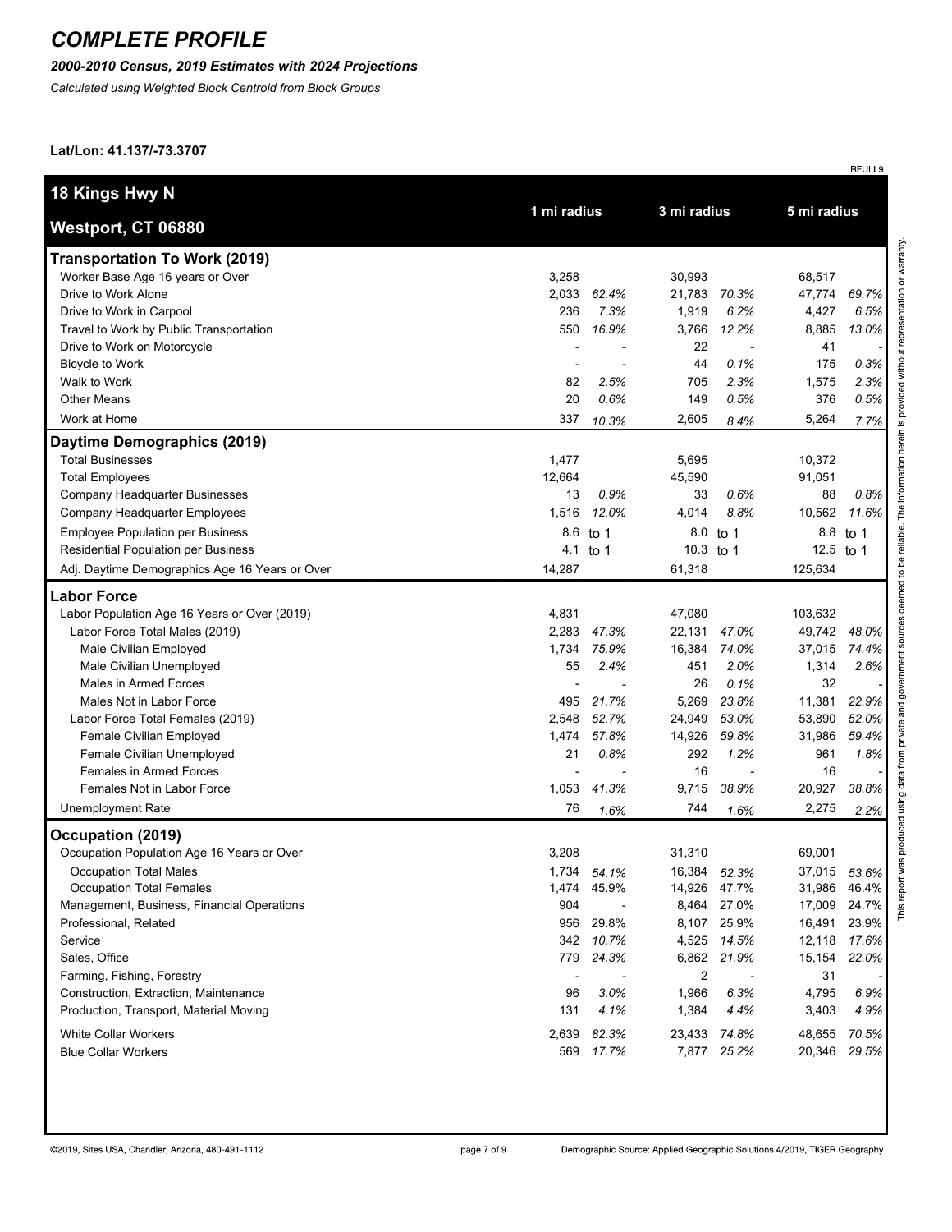# COMPLETE PROFILE

***2000-2010 Census, 2019 Estimates with 2024 Projections***

*Calculated using Weighted Block Centroid from Block Groups*

**Lat/Lon: 41.137/-73.3707**

RFULL9

| **18 Kings Hwy N** <br> **Westport, CT 06880** | **1 mi radius** | | **3 mi radius** | | **5 mi radius** | |
|---|---|---|---|---|---|---|
| **Transportation To Work (2019)** | | | | | | |
| Worker Base Age 16 years or Over | 3,258 | | 30,993 | | 68,517 | |
| Drive to Work Alone | 2,033 | *62.4%* | 21,783 | *70.3%* | 47,774 | *69.7%* |
| Drive to Work in Carpool | 236 | *7.3%* | 1,919 | *6.2%* | 4,427 | *6.5%* |
| Travel to Work by Public Transportation | 550 | *16.9%* | 3,766 | *12.2%* | 8,885 | *13.0%* |
| Drive to Work on Motorcycle | - | - | 22 | - | 41 | - |
| Bicycle to Work | - | - | 44 | *0.1%* | 175 | *0.3%* |
| Walk to Work | 82 | *2.5%* | 705 | *2.3%* | 1,575 | *2.3%* |
| Other Means | 20 | *0.6%* | 149 | *0.5%* | 376 | *0.5%* |
| Work at Home | 337 | *10.3%* | 2,605 | *8.4%* | 5,264 | *7.7%* |
| **Daytime Demographics (2019)** | | | | | | |
| Total Businesses | 1,477 | | 5,695 | | 10,372 | |
| Total Employees | 12,664 | | 45,590 | | 91,051 | |
| Company Headquarter Businesses | 13 | *0.9%* | 33 | *0.6%* | 88 | *0.8%* |
| Company Headquarter Employees | 1,516 | *12.0%* | 4,014 | *8.8%* | 10,562 | *11.6%* |
| Employee Population per Business | 8.6 | to 1 | 8.0 | to 1 | 8.8 | to 1 |
| Residential Population per Business | 4.1 | to 1 | 10.3 | to 1 | 12.5 | to 1 |
| Adj. Daytime Demographics Age 16 Years or Over | 14,287 | | 61,318 | | 125,634 | |
| **Labor Force** | | | | | | |
| Labor Population Age 16 Years or Over (2019) | 4,831 | | 47,080 | | 103,632 | |
| Labor Force Total Males (2019) | 2,283 | *47.3%* | 22,131 | *47.0%* | 49,742 | *48.0%* |
| Male Civilian Employed | 1,734 | *75.9%* | 16,384 | *74.0%* | 37,015 | *74.4%* |
| Male Civilian Unemployed | 55 | *2.4%* | 451 | *2.0%* | 1,314 | *2.6%* |
| Males in Armed Forces | - | - | 26 | *0.1%* | 32 | - |
| Males Not in Labor Force | 495 | *21.7%* | 5,269 | *23.8%* | 11,381 | *22.9%* |
| Labor Force Total Females (2019) | 2,548 | *52.7%* | 24,949 | *53.0%* | 53,890 | *52.0%* |
| Female Civilian Employed | 1,474 | *57.8%* | 14,926 | *59.8%* | 31,986 | *59.4%* |
| Female Civilian Unemployed | 21 | *0.8%* | 292 | *1.2%* | 961 | *1.8%* |
| Females in Armed Forces | - | - | 16 | - | 16 | - |
| Females Not in Labor Force | 1,053 | *41.3%* | 9,715 | *38.9%* | 20,927 | *38.8%* |
| Unemployment Rate | 76 | *1.6%* | 744 | *1.6%* | 2,275 | *2.2%* |
| **Occupation (2019)** | | | | | | |
| Occupation Population Age 16 Years or Over | 3,208 | | 31,310 | | 69,001 | |
| Occupation Total Males | 1,734 | *54.1%* | 16,384 | *52.3%* | 37,015 | *53.6%* |
| Occupation Total Females | 1,474 | 45.9% | 14,926 | 47.7% | 31,986 | 46.4% |
| Management, Business, Financial Operations | 904 | - | 8,464 | 27.0% | 17,009 | 24.7% |
| Professional, Related | 956 | 29.8% | 8,107 | 25.9% | 16,491 | 23.9% |
| Service | 342 | *10.7%* | 4,525 | *14.5%* | 12,118 | *17.6%* |
| Sales, Office | 779 | *24.3%* | 6,862 | *21.9%* | 15,154 | *22.0%* |
| Farming, Fishing, Forestry | - | - | 2 | - | 31 | - |
| Construction, Extraction, Maintenance | 96 | *3.0%* | 1,966 | *6.3%* | 4,795 | *6.9%* |
| Production, Transport, Material Moving | 131 | *4.1%* | 1,384 | *4.4%* | 3,403 | *4.9%* |
| White Collar Workers | 2,639 | *82.3%* | 23,433 | *74.8%* | 48,655 | *70.5%* |
| Blue Collar Workers | 569 | *17.7%* | 7,877 | *25.2%* | 20,346 | *29.5%* |

This report was produced using data from private and government sources deemed to be reliable. The information herein is provided without representation or warranty.

©2019, Sites USA, Chandler, Arizona, 480-491-1112

Demographic Source: Applied Geographic Solutions 4/2019, TIGER Geography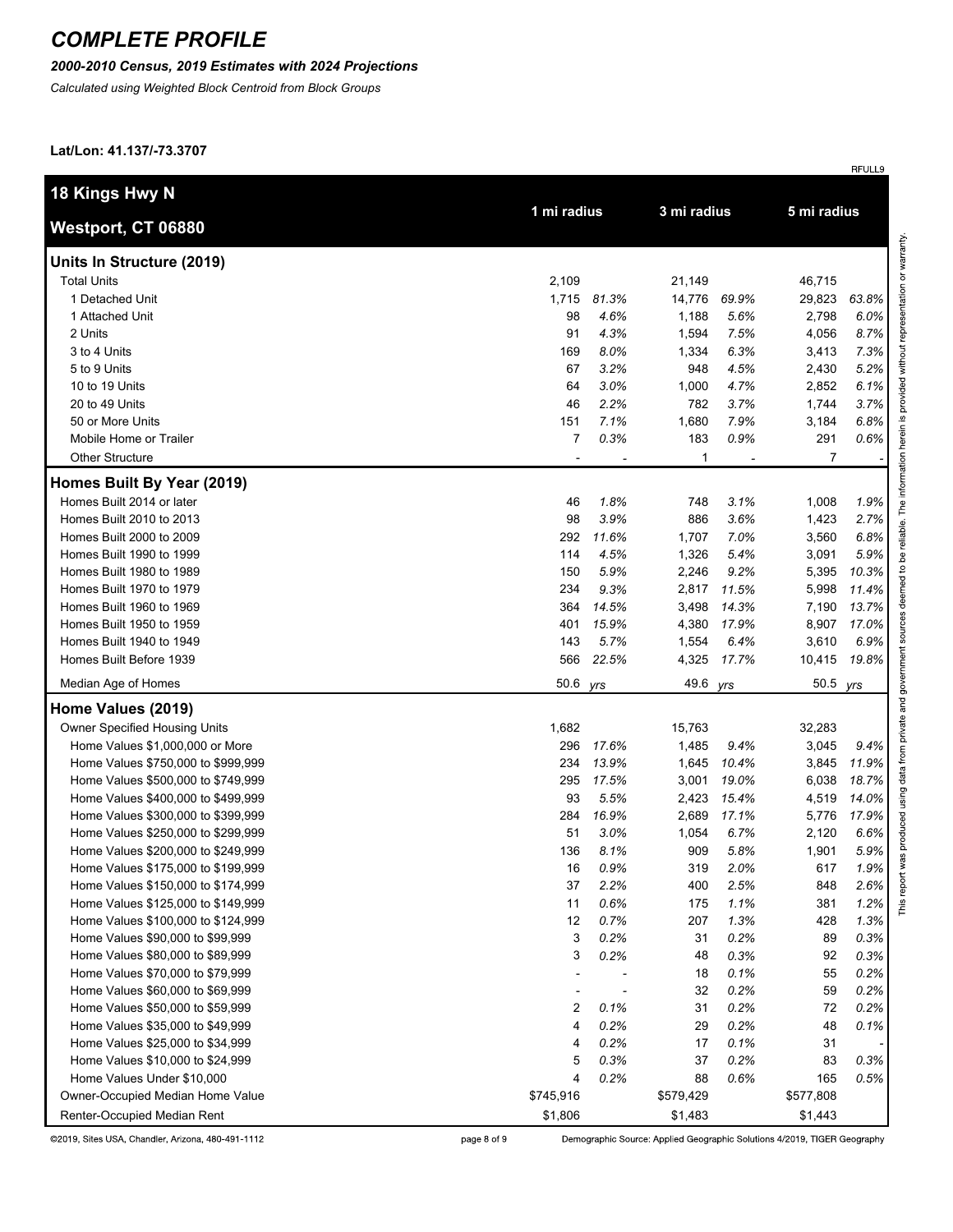# COMPLETE PROFILE

***2000-2010 Census, 2019 Estimates with 2024 Projections***

*Calculated using Weighted Block Centroid from Block Groups*

**Lat/Lon: 41.137/-73.3707**

RFULL9

| **18 Kings Hwy N**<br>**Westport, CT 06880** | **1 mi radius** | | **3 mi radius** | | **5 mi radius** | |
|---|---|---|---|---|---|---|
| **Units In Structure (2019)** | | | | | | |
| Total Units | 2,109 | | 21,149 | | 46,715 | |
| 1 Detached Unit | 1,715 | *81.3%* | 14,776 | *69.9%* | 29,823 | *63.8%* |
| 1 Attached Unit | 98 | *4.6%* | 1,188 | *5.6%* | 2,798 | *6.0%* |
| 2 Units | 91 | *4.3%* | 1,594 | *7.5%* | 4,056 | *8.7%* |
| 3 to 4 Units | 169 | *8.0%* | 1,334 | *6.3%* | 3,413 | *7.3%* |
| 5 to 9 Units | 67 | *3.2%* | 948 | *4.5%* | 2,430 | *5.2%* |
| 10 to 19 Units | 64 | *3.0%* | 1,000 | *4.7%* | 2,852 | *6.1%* |
| 20 to 49 Units | 46 | *2.2%* | 782 | *3.7%* | 1,744 | *3.7%* |
| 50 or More Units | 151 | *7.1%* | 1,680 | *7.9%* | 3,184 | *6.8%* |
| Mobile Home or Trailer | 7 | *0.3%* | 183 | *0.9%* | 291 | *0.6%* |
| Other Structure | - | - | 1 | - | 7 | - |
| **Homes Built By Year (2019)** | | | | | | |
| Homes Built 2014 or later | 46 | *1.8%* | 748 | *3.1%* | 1,008 | *1.9%* |
| Homes Built 2010 to 2013 | 98 | *3.9%* | 886 | *3.6%* | 1,423 | *2.7%* |
| Homes Built 2000 to 2009 | 292 | *11.6%* | 1,707 | *7.0%* | 3,560 | *6.8%* |
| Homes Built 1990 to 1999 | 114 | *4.5%* | 1,326 | *5.4%* | 3,091 | *5.9%* |
| Homes Built 1980 to 1989 | 150 | *5.9%* | 2,246 | *9.2%* | 5,395 | *10.3%* |
| Homes Built 1970 to 1979 | 234 | *9.3%* | 2,817 | *11.5%* | 5,998 | *11.4%* |
| Homes Built 1960 to 1969 | 364 | *14.5%* | 3,498 | *14.3%* | 7,190 | *13.7%* |
| Homes Built 1950 to 1959 | 401 | *15.9%* | 4,380 | *17.9%* | 8,907 | *17.0%* |
| Homes Built 1940 to 1949 | 143 | *5.7%* | 1,554 | *6.4%* | 3,610 | *6.9%* |
| Homes Built Before 1939 | 566 | *22.5%* | 4,325 | *17.7%* | 10,415 | *19.8%* |
| Median Age of Homes | 50.6 | *yrs* | 49.6 | *yrs* | 50.5 | *yrs* |
| **Home Values (2019)** | | | | | | |
| Owner Specified Housing Units | 1,682 | | 15,763 | | 32,283 | |
| Home Values $1,000,000 or More | 296 | *17.6%* | 1,485 | *9.4%* | 3,045 | *9.4%* |
| Home Values $750,000 to $999,999 | 234 | *13.9%* | 1,645 | *10.4%* | 3,845 | *11.9%* |
| Home Values $500,000 to $749,999 | 295 | *17.5%* | 3,001 | *19.0%* | 6,038 | *18.7%* |
| Home Values $400,000 to $499,999 | 93 | *5.5%* | 2,423 | *15.4%* | 4,519 | *14.0%* |
| Home Values $300,000 to $399,999 | 284 | *16.9%* | 2,689 | *17.1%* | 5,776 | *17.9%* |
| Home Values $250,000 to $299,999 | 51 | *3.0%* | 1,054 | *6.7%* | 2,120 | *6.6%* |
| Home Values $200,000 to $249,999 | 136 | *8.1%* | 909 | *5.8%* | 1,901 | *5.9%* |
| Home Values $175,000 to $199,999 | 16 | *0.9%* | 319 | *2.0%* | 617 | *1.9%* |
| Home Values $150,000 to $174,999 | 37 | *2.2%* | 400 | *2.5%* | 848 | *2.6%* |
| Home Values $125,000 to $149,999 | 11 | *0.6%* | 175 | *1.1%* | 381 | *1.2%* |
| Home Values $100,000 to $124,999 | 12 | *0.7%* | 207 | *1.3%* | 428 | *1.3%* |
| Home Values $90,000 to $99,999 | 3 | *0.2%* | 31 | *0.2%* | 89 | *0.3%* |
| Home Values $80,000 to $89,999 | 3 | *0.2%* | 48 | *0.3%* | 92 | *0.3%* |
| Home Values $70,000 to $79,999 | - | - | 18 | *0.1%* | 55 | *0.2%* |
| Home Values $60,000 to $69,999 | - | - | 32 | *0.2%* | 59 | *0.2%* |
| Home Values $50,000 to $59,999 | 2 | *0.1%* | 31 | *0.2%* | 72 | *0.2%* |
| Home Values $35,000 to $49,999 | 4 | *0.2%* | 29 | *0.2%* | 48 | *0.1%* |
| Home Values $25,000 to $34,999 | 4 | *0.2%* | 17 | *0.1%* | 31 | - |
| Home Values $10,000 to $24,999 | 5 | *0.3%* | 37 | *0.2%* | 83 | *0.3%* |
| Home Values Under $10,000 | 4 | *0.2%* | 88 | *0.6%* | 165 | *0.5%* |
| Owner-Occupied Median Home Value | $745,916 | | $579,429 | | $577,808 | |
| Renter-Occupied Median Rent | $1,806 | | $1,483 | | $1,443 | |

This report was produced using data from private and government sources deemed to be reliable. The information herein is provided without representation or warranty.

©2019, Sites USA, Chandler, Arizona, 480-491-1112

Demographic Source: Applied Geographic Solutions 4/2019, TIGER Geography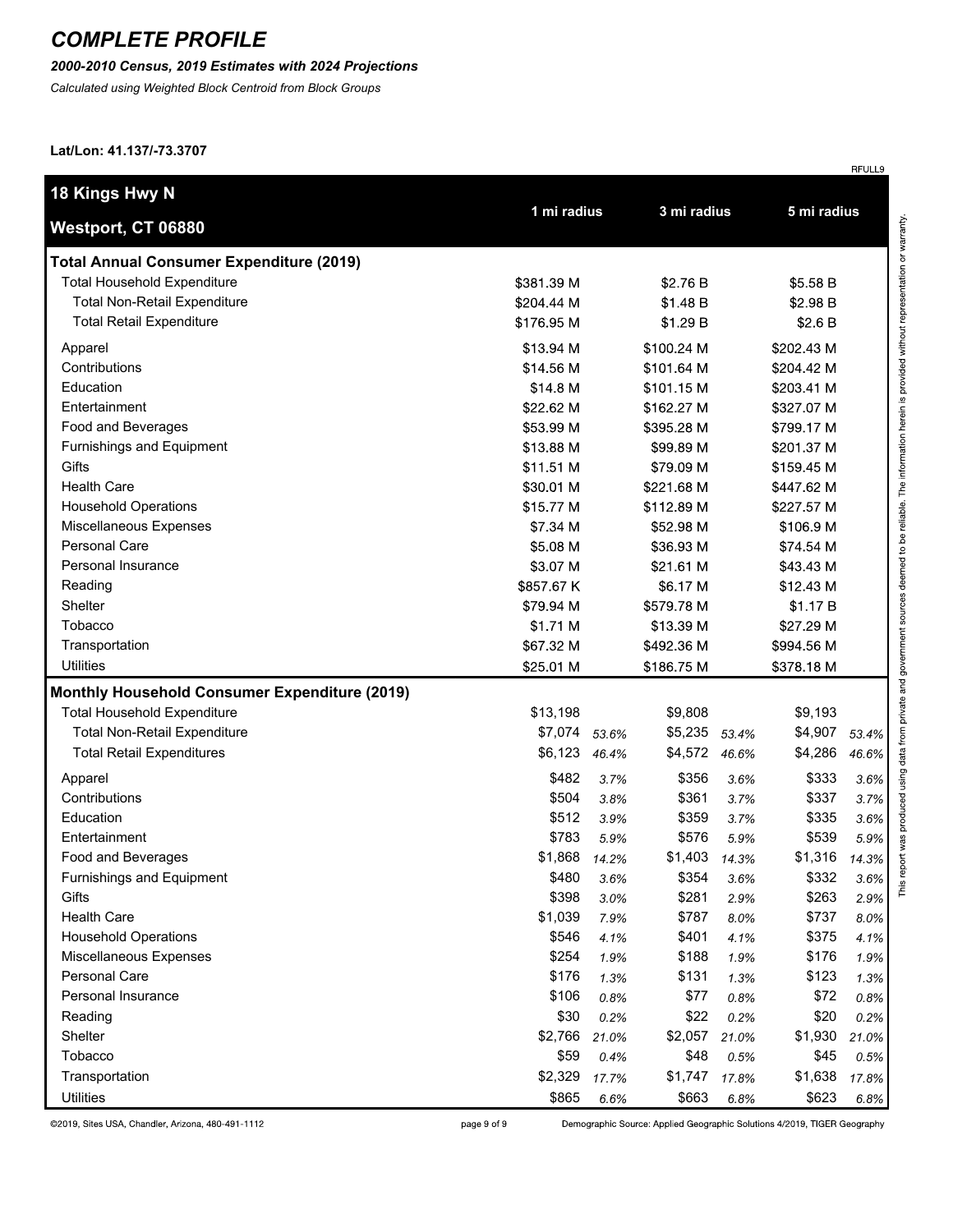# COMPLETE PROFILE

***2000-2010 Census, 2019 Estimates with 2024 Projections***

*Calculated using Weighted Block Centroid from Block Groups*

**Lat/Lon: 41.137/-73.3707**

RFULL9

| 18 Kings Hwy N Westport, CT 06880 | 1 mi radius | | 3 mi radius | | 5 mi radius | |
|---|---|---|---|---|---|---|
| **Total Annual Consumer Expenditure (2019)** | | | | | | |
| Total Household Expenditure | $381.39 M | | $2.76 B | | $5.58 B | |
| Total Non-Retail Expenditure | $204.44 M | | $1.48 B | | $2.98 B | |
| Total Retail Expenditure | $176.95 M | | $1.29 B | | $2.6 B | |
| Apparel | $13.94 M | | $100.24 M | | $202.43 M | |
| Contributions | $14.56 M | | $101.64 M | | $204.42 M | |
| Education | $14.8 M | | $101.15 M | | $203.41 M | |
| Entertainment | $22.62 M | | $162.27 M | | $327.07 M | |
| Food and Beverages | $53.99 M | | $395.28 M | | $799.17 M | |
| Furnishings and Equipment | $13.88 M | | $99.89 M | | $201.37 M | |
| Gifts | $11.51 M | | $79.09 M | | $159.45 M | |
| Health Care | $30.01 M | | $221.68 M | | $447.62 M | |
| Household Operations | $15.77 M | | $112.89 M | | $227.57 M | |
| Miscellaneous Expenses | $7.34 M | | $52.98 M | | $106.9 M | |
| Personal Care | $5.08 M | | $36.93 M | | $74.54 M | |
| Personal Insurance | $3.07 M | | $21.61 M | | $43.43 M | |
| Reading | $857.67 K | | $6.17 M | | $12.43 M | |
| Shelter | $79.94 M | | $579.78 M | | $1.17 B | |
| Tobacco | $1.71 M | | $13.39 M | | $27.29 M | |
| Transportation | $67.32 M | | $492.36 M | | $994.56 M | |
| Utilities | $25.01 M | | $186.75 M | | $378.18 M | |
| **Monthly Household Consumer Expenditure (2019)** | | | | | | |
| Total Household Expenditure | $13,198 | | $9,808 | | $9,193 | |
| Total Non-Retail Expenditure | $7,074 | *53.6%* | $5,235 | *53.4%* | $4,907 | *53.4%* |
| Total Retail Expenditures | $6,123 | *46.4%* | $4,572 | *46.6%* | $4,286 | *46.6%* |
| Apparel | $482 | *3.7%* | $356 | *3.6%* | $333 | *3.6%* |
| Contributions | $504 | *3.8%* | $361 | *3.7%* | $337 | *3.7%* |
| Education | $512 | *3.9%* | $359 | *3.7%* | $335 | *3.6%* |
| Entertainment | $783 | *5.9%* | $576 | *5.9%* | $539 | *5.9%* |
| Food and Beverages | $1,868 | *14.2%* | $1,403 | *14.3%* | $1,316 | *14.3%* |
| Furnishings and Equipment | $480 | *3.6%* | $354 | *3.6%* | $332 | *3.6%* |
| Gifts | $398 | *3.0%* | $281 | *2.9%* | $263 | *2.9%* |
| Health Care | $1,039 | *7.9%* | $787 | *8.0%* | $737 | *8.0%* |
| Household Operations | $546 | *4.1%* | $401 | *4.1%* | $375 | *4.1%* |
| Miscellaneous Expenses | $254 | *1.9%* | $188 | *1.9%* | $176 | *1.9%* |
| Personal Care | $176 | *1.3%* | $131 | *1.3%* | $123 | *1.3%* |
| Personal Insurance | $106 | *0.8%* | $77 | *0.8%* | $72 | *0.8%* |
| Reading | $30 | *0.2%* | $22 | *0.2%* | $20 | *0.2%* |
| Shelter | $2,766 | *21.0%* | $2,057 | *21.0%* | $1,930 | *21.0%* |
| Tobacco | $59 | *0.4%* | $48 | *0.5%* | $45 | *0.5%* |
| Transportation | $2,329 | *17.7%* | $1,747 | *17.8%* | $1,638 | *17.8%* |
| Utilities | $865 | *6.6%* | $663 | *6.8%* | $623 | *6.8%* |

This report was produced using data from private and government sources deemed to be reliable. The information herein is provided without representation or warranty.

©2019, Sites USA, Chandler, Arizona, 480-491-1112

Demographic Source: Applied Geographic Solutions 4/2019, TIGER Geography